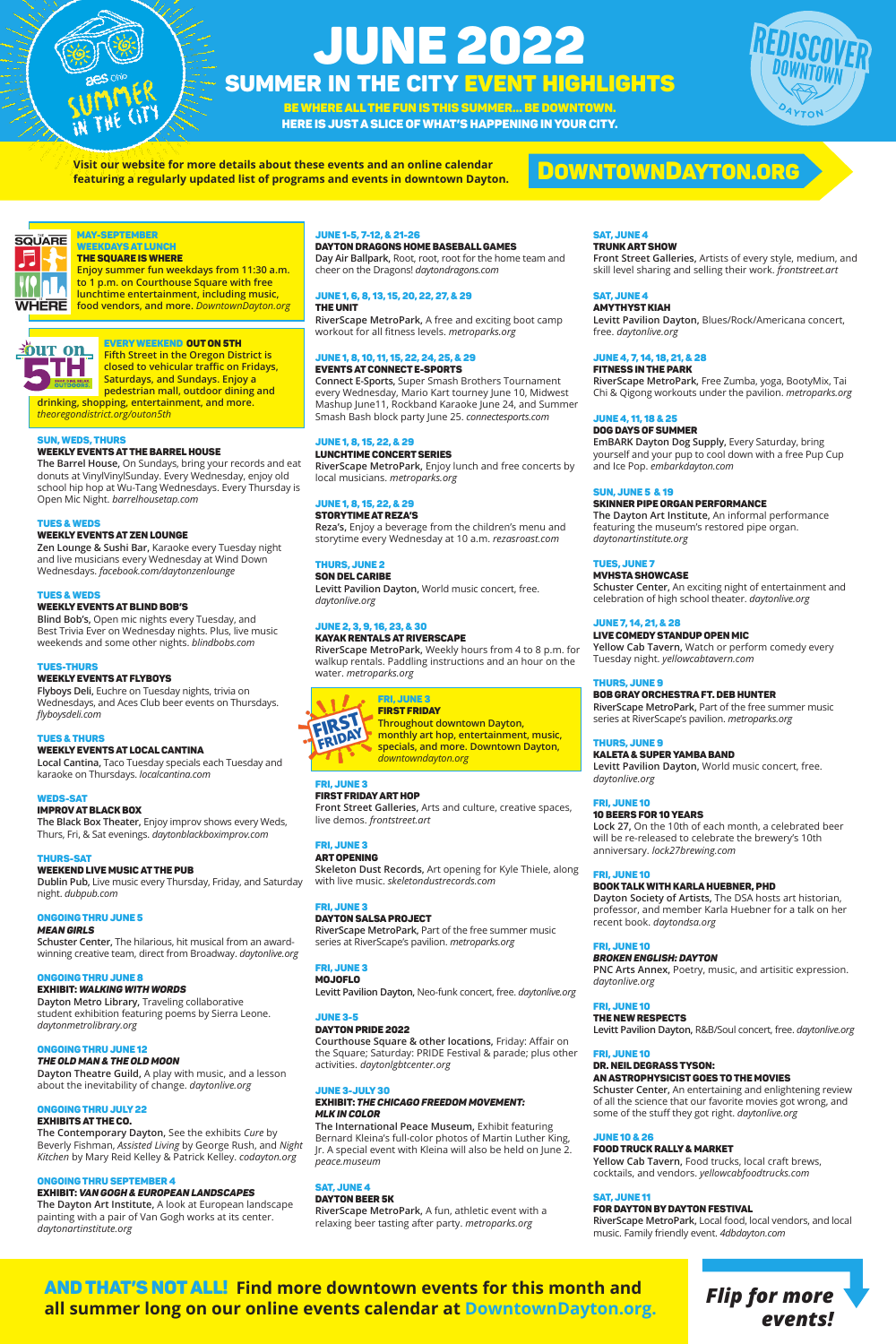# JUNE 2022

## SUMMER IN THE CITY EVENT HIGHLIGHTS

**BE WHERE ALL THE FUN IS THIS SUMMER... BE DOWNTOWN. HERE IS JUST A SLICE OF WHAT'S HAPPENING IN YOUR CITY.**

**Visit our website for more details about these events and an online calendar featuring a regularly updated list of programs and events in downtown Dayton.**

**DOWNTOWNDAYTON.ORG**

---

### MAY-SEPTEMBER WEEKDAYS AT LUNCH
**THE SQUARE IS WHERE**
Enjoy summer fun weekdays from 11:30 a.m. to 1 p.m. on Courthouse Square with free lunchtime entertainment, including music, food vendors, and more. *DowntownDayton.org*

### EVERY WEEKEND OUT ON 5TH
Fifth Street in the Oregon District is closed to vehicular traffic on Fridays, Saturdays, and Sundays. Enjoy a pedestrian mall, outdoor dining and drinking, shopping, entertainment, and more. *theoregondistrict.org/outon5th*

### SUN, WEDS, THURS
**WEEKLY EVENTS AT THE BARREL HOUSE**
**The Barrel House,** On Sundays, bring your records and eat donuts at VinylVinylSunday. Every Wednesday, enjoy old school hip hop at Wu-Tang Wednesdays. Every Thursday is Open Mic Night. *barrelhousetap.com*

### TUES & WEDS
**WEEKLY EVENTS AT ZEN LOUNGE**
**Zen Lounge & Sushi Bar,** Karaoke every Tuesday night and live musicians every Wednesday at Wind Down Wednesdays. *facebook.com/daytonzenlounge*

### TUES & WEDS
**WEEKLY EVENTS AT BLIND BOB'S**
**Blind Bob's,** Open mic nights every Tuesday, and Best Trivia Ever on Wednesday nights. Plus, live music weekends and some other nights. *blindbobs.com*

### TUES-THURS
**WEEKLY EVENTS AT FLYBOYS**
**Flyboys Deli,** Euchre on Tuesday nights, trivia on Wednesdays, and Aces Club beer events on Thursdays. *flyboysdeli.com*

### TUES & THURS
**WEEKLY EVENTS AT LOCAL CANTINA**
**Local Cantina,** Taco Tuesday specials each Tuesday and karaoke on Thursdays. *localcantina.com*

### WEDS-SAT
**IMPROV AT BLACK BOX**
**The Black Box Theater,** Enjoy improv shows every Weds, Thurs, Fri, & Sat evenings. *daytonblackboximprov.com*

### THURS-SAT
**WEEKEND LIVE MUSIC AT THE PUB**
**Dublin Pub,** Live music every Thursday, Friday, and Saturday night. *dubpub.com*

### ONGOING THRU JUNE 5
***MEAN GIRLS***
**Schuster Center,** The hilarious, hit musical from an award-winning creative team, direct from Broadway. *daytonlive.org*

### ONGOING THRU JUNE 8
**EXHIBIT: *WALKING WITH WORDS***
**Dayton Metro Library,** Traveling collaborative student exhibition featuring poems by Sierra Leone. *daytonmetrolibrary.org*

### ONGOING THRU JUNE 12
***THE OLD MAN & THE OLD MOON***
**Dayton Theatre Guild,** A play with music, and a lesson about the inevitability of change. *daytonlive.org*

### ONGOING THRU JULY 22
**EXHIBITS AT THE CO.**
**The Contemporary Dayton,** See the exhibits *Cure* by Beverly Fishman, *Assisted Living* by George Rush, and *Night Kitchen* by Mary Reid Kelley & Patrick Kelley. *codayton.org*

### ONGOING THRU SEPTEMBER 4
**EXHIBIT: *VAN GOGH & EUROPEAN LANDSCAPES***
**The Dayton Art Institute,** A look at European landscape painting with a pair of Van Gogh works at its center. *daytonartinstitute.org*

### JUNE 1-5, 7-12, & 21-26
**DAYTON DRAGONS HOME BASEBALL GAMES**
**Day Air Ballpark,** Root, root, root for the home team and cheer on the Dragons! *daytondragons.com*

### JUNE 1, 6, 8, 13, 15, 20, 22, 27, & 29
**THE UNIT**
**RiverScape MetroPark,** A free and exciting boot camp workout for all fitness levels. *metroparks.org*

### JUNE 1, 8, 10, 11, 15, 22, 24, 25, & 29
**EVENTS AT CONNECT E-SPORTS**
**Connect E-Sports,** Super Smash Brothers Tournament every Wednesday, Mario Kart tourney June 10, Midwest Mashup June11, Rockband Karaoke June 24, and Summer Smash Bash block party June 25. *connectesports.com*

### JUNE 1, 8, 15, 22, & 29
**LUNCHTIME CONCERT SERIES**
**RiverScape MetroPark,** Enjoy lunch and free concerts by local musicians. *metroparks.org*

### JUNE 1, 8, 15, 22, & 29
**STORYTIME AT REZA'S**
**Reza's,** Enjoy a beverage from the children's menu and storytime every Wednesday at 10 a.m. *rezasroast.com*

### THURS, JUNE 2
**SON DEL CARIBE**
**Levitt Pavilion Dayton,** World music concert, free. *daytonlive.org*

### JUNE 2, 3, 9, 16, 23, & 30
**KAYAK RENTALS AT RIVERSCAPE**
**RiverScape MetroPark,** Weekly hours from 4 to 8 p.m. for walkup rentals. Paddling instructions and an hour on the water. *metroparks.org*

### FRI, JUNE 3
**FIRST FRIDAY**
Throughout downtown Dayton, monthly art hop, entertainment, music, specials, and more. Downtown Dayton, *downtowndayton.org*

### FRI, JUNE 3
**FIRST FRIDAY ART HOP**
**Front Street Galleries,** Arts and culture, creative spaces, live demos. *frontstreet.art*

### FRI, JUNE 3
**ART OPENING**
**Skeleton Dust Records,** Art opening for Kyle Thiele, along with live music. *skeletondustrecords.com*

### FRI, JUNE 3
**DAYTON SALSA PROJECT**
**RiverScape MetroPark,** Part of the free summer music series at RiverScape's pavilion. *metroparks.org*

### FRI, JUNE 3
**MOJOFLO**
**Levitt Pavilion Dayton,** Neo-funk concert, free. *daytonlive.org*

### JUNE 3-5
**DAYTON PRIDE 2022**
**Courthouse Square & other locations,** Friday: Affair on the Square; Saturday: PRIDE Festival & parade; plus other activities. *daytonlgbtcenter.org*

### JUNE 3-JULY 30
**EXHIBIT: *THE CHICAGO FREEDOM MOVEMENT: MLK IN COLOR***
**The International Peace Museum,** Exhibit featuring Bernard Kleina's full-color photos of Martin Luther King, Jr. A special event with Kleina will also be held on June 2. *peace.museum*

### SAT, JUNE 4
**DAYTON BEER 5K**
**RiverScape MetroPark,** A fun, athletic event with a relaxing beer tasting after party. *metroparks.org*

### SAT, JUNE 4
**TRUNK ART SHOW**
**Front Street Galleries,** Artists of every style, medium, and skill level sharing and selling their work. *frontstreet.art*

### SAT, JUNE 4
**AMYTHYST KIAH**
**Levitt Pavilion Dayton,** Blues/Rock/Americana concert, free. *daytonlive.org*

### JUNE 4, 7, 14, 18, 21, & 28
**FITNESS IN THE PARK**
**RiverScape MetroPark,** Free Zumba, yoga, BootyMix, Tai Chi & Qigong workouts under the pavilion. *metroparks.org*

### JUNE 4, 11, 18 & 25
**DOG DAYS OF SUMMER**
**EmBARK Dayton Dog Supply,** Every Saturday, bring yourself and your pup to cool down with a free Pup Cup and Ice Pop. *embarkdayton.com*

### SUN, JUNE 5 & 19
**SKINNER PIPE ORGAN PERFORMANCE**
**The Dayton Art Institute,** An informal performance featuring the museum's restored pipe organ. *daytonartinstitute.org*

### TUES, JUNE 7
**MVHSTA SHOWCASE**
**Schuster Center,** An exciting night of entertainment and celebration of high school theater. *daytonlive.org*

### JUNE 7, 14, 21, & 28
**LIVE COMEDY STANDUP OPEN MIC**
**Yellow Cab Tavern,** Watch or perform comedy every Tuesday night. *yellowcabtavern.com*

### THURS, JUNE 9
**BOB GRAY ORCHESTRA FT. DEB HUNTER**
**RiverScape MetroPark,** Part of the free summer music series at RiverScape's pavilion. *metroparks.org*

### THURS, JUNE 9
**KALETA & SUPER YAMBA BAND**
**Levitt Pavilion Dayton,** World music concert, free. *daytonlive.org*

### FRI, JUNE 10
**10 BEERS FOR 10 YEARS**
**Lock 27,** On the 10th of each month, a celebrated beer will be re-released to celebrate the brewery's 10th anniversary. *lock27brewing.com*

### FRI, JUNE 10
**BOOK TALK WITH KARLA HUEBNER, PHD**
**Dayton Society of Artists,** The DSA hosts art historian, professor, and member Karla Huebner for a talk on her recent book. *daytondsa.org*

### FRI, JUNE 10
***BROKEN ENGLISH: DAYTON***
**PNC Arts Annex,** Poetry, music, and artisitic expression. *daytonlive.org*

### FRI, JUNE 10
**THE NEW RESPECTS**
**Levitt Pavilion Dayton,** R&B/Soul concert, free. *daytonlive.org*

### FRI, JUNE 10
**DR. NEIL DEGRASS TYSON: AN ASTROPHYSICIST GOES TO THE MOVIES**
**Schuster Center,** An entertaining and enlightening review of all the science that our favorite movies got wrong, and some of the stuff they got right. *daytonlive.org*

### JUNE 10 & 26
**FOOD TRUCK RALLY & MARKET**
**Yellow Cab Tavern,** Food trucks, local craft brews, cocktails, and vendors. *yellowcabfoodtrucks.com*

### SAT, JUNE 11
**FOR DAYTON BY DAYTON FESTIVAL**
**RiverScape MetroPark,** Local food, local vendors, and local music. Family friendly event. *4dbdayton.com*

---

**AND THAT'S NOT ALL! Find more downtown events for this month and all summer long on our online events calendar at DowntownDayton.org.**

***Flip for more events!***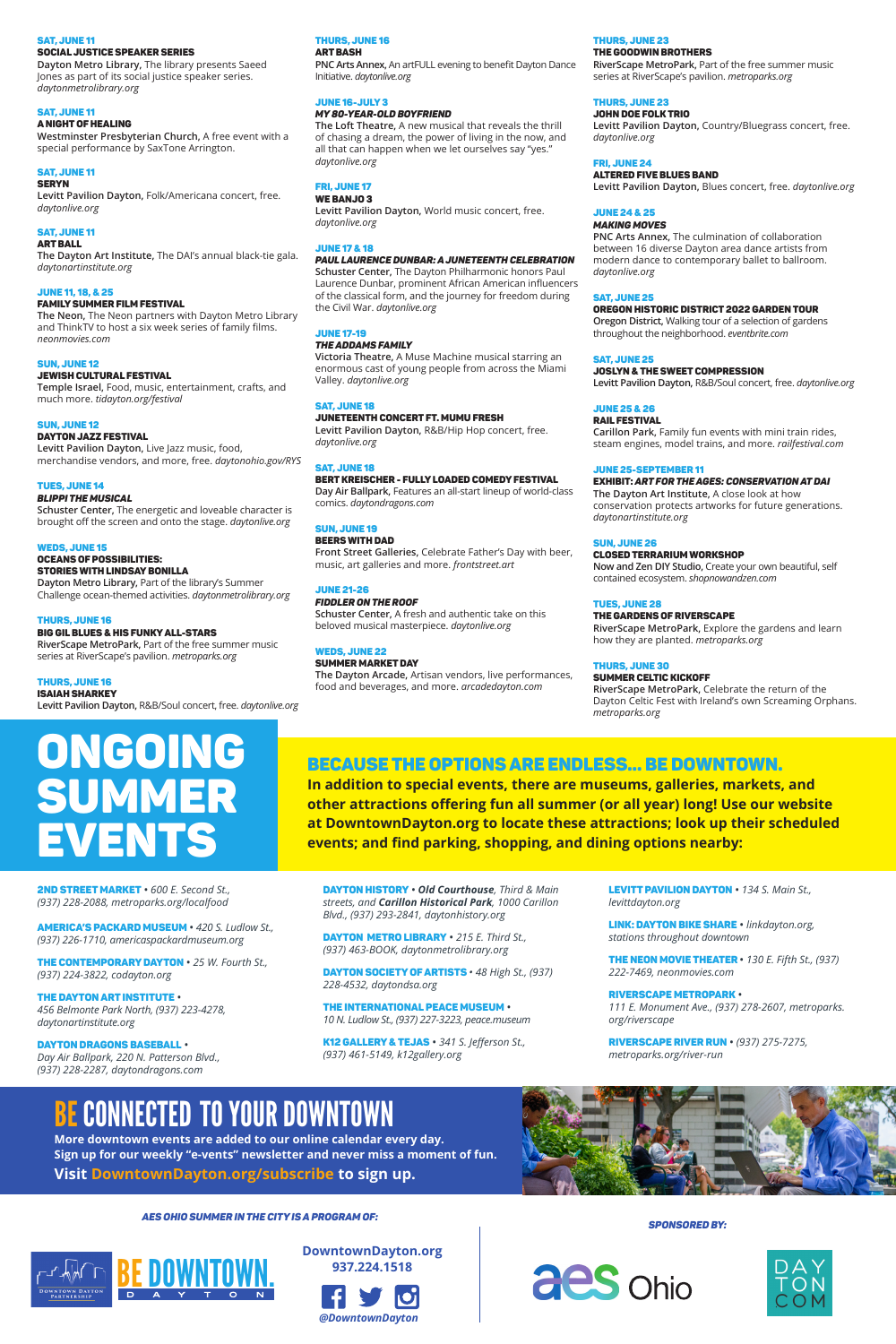**SAT, JUNE 11**
**SOCIAL JUSTICE SPEAKER SERIES**
**Dayton Metro Library,** The library presents Saeed Jones as part of its social justice speaker series. *daytonmetrolibrary.org*

**SAT, JUNE 11**
**A NIGHT OF HEALING**
**Westminster Presbyterian Church,** A free event with a special performance by SaxTone Arrington.

**SAT, JUNE 11**
**SERYN**
**Levitt Pavilion Dayton,** Folk/Americana concert, free. *daytonlive.org*

**SAT, JUNE 11**
**ART BALL**
**The Dayton Art Institute,** The DAI's annual black-tie gala. *daytonartinstitute.org*

**JUNE 11, 18, & 25**
**FAMILY SUMMER FILM FESTIVAL**
**The Neon,** The Neon partners with Dayton Metro Library and ThinkTV to host a six week series of family films. *neonmovies.com*

**SUN, JUNE 12**
**JEWISH CULTURAL FESTIVAL**
**Temple Israel,** Food, music, entertainment, crafts, and much more. *tidayton.org/festival*

**SUN, JUNE 12**
**DAYTON JAZZ FESTIVAL**
**Levitt Pavilion Dayton,** Live Jazz music, food, merchandise vendors, and more, free. *daytonohio.gov/RYS*

**TUES, JUNE 14**
***BLIPPI THE MUSICAL***
**Schuster Center,** The energetic and loveable character is brought off the screen and onto the stage. *daytonlive.org*

**WEDS, JUNE 15**
**OCEANS OF POSSIBILITIES: STORIES WITH LINDSAY BONILLA**
**Dayton Metro Library,** Part of the library's Summer Challenge ocean-themed activities. *daytonmetrolibrary.org*

**THURS, JUNE 16**
**BIG GIL BLUES & HIS FUNKY ALL-STARS**
**RiverScape MetroPark,** Part of the free summer music series at RiverScape's pavilion. *metroparks.org*

**THURS, JUNE 16**
**ISAIAH SHARKEY**
**Levitt Pavilion Dayton,** R&B/Soul concert, free. *daytonlive.org*

**THURS, JUNE 16**
**ART BASH**
**PNC Arts Annex,** An artFULL evening to benefit Dayton Dance Initiative. *daytonlive.org*

**JUNE 16-JULY 3**
***MY 80-YEAR-OLD BOYFRIEND***
**The Loft Theatre,** A new musical that reveals the thrill of chasing a dream, the power of living in the now, and all that can happen when we let ourselves say "yes." *daytonlive.org*

**FRI, JUNE 17**
**WE BANJO 3**
**Levitt Pavilion Dayton,** World music concert, free. *daytonlive.org*

**JUNE 17 & 18**
***PAUL LAURENCE DUNBAR: A JUNETEENTH CELEBRATION***
**Schuster Center,** The Dayton Philharmonic honors Paul Laurence Dunbar, prominent African American influencers of the classical form, and the journey for freedom during the Civil War. *daytonlive.org*

**JUNE 17-19**
***THE ADDAMS FAMILY***
**Victoria Theatre,** A Muse Machine musical starring an enormous cast of young people from across the Miami Valley. *daytonlive.org*

**SAT, JUNE 18**
**JUNETEENTH CONCERT FT. MUMU FRESH**
**Levitt Pavilion Dayton,** R&B/Hip Hop concert, free. *daytonlive.org*

**SAT, JUNE 18**
**BERT KREISCHER - FULLY LOADED COMEDY FESTIVAL**
**Day Air Ballpark,** Features an all-start lineup of world-class comics. *daytondragons.com*

**SUN, JUNE 19**
**BEERS WITH DAD**
**Front Street Galleries,** Celebrate Father's Day with beer, music, art galleries and more. *frontstreet.art*

**JUNE 21-26**
***FIDDLER ON THE ROOF***
**Schuster Center,** A fresh and authentic take on this beloved musical masterpiece. *daytonlive.org*

**WEDS, JUNE 22**
**SUMMER MARKET DAY**
**The Dayton Arcade,** Artisan vendors, live performances, food and beverages, and more. *arcadedayton.com*

**THURS, JUNE 23**
**THE GOODWIN BROTHERS**
**RiverScape MetroPark,** Part of the free summer music series at RiverScape's pavilion. *metroparks.org*

**THURS, JUNE 23**
**JOHN DOE FOLK TRIO**
**Levitt Pavilion Dayton,** Country/Bluegrass concert, free. *daytonlive.org*

**FRI, JUNE 24**
**ALTERED FIVE BLUES BAND**
**Levitt Pavilion Dayton,** Blues concert, free. *daytonlive.org*

**JUNE 24 & 25**
***MAKING MOVES***
**PNC Arts Annex,** The culmination of collaboration between 16 diverse Dayton area dance artists from modern dance to contemporary ballet to ballroom. *daytonlive.org*

**SAT, JUNE 25**
**OREGON HISTORIC DISTRICT 2022 GARDEN TOUR**
**Oregon District,** Walking tour of a selection of gardens throughout the neighborhood. *eventbrite.com*

**SAT, JUNE 25**
**JOSLYN & THE SWEET COMPRESSION**
**Levitt Pavilion Dayton,** R&B/Soul concert, free. *daytonlive.org*

**JUNE 25 & 26**
**RAIL FESTIVAL**
**Carillon Park,** Family fun events with mini train rides, steam engines, model trains, and more. *railfestival.com*

**JUNE 25-SEPTEMBER 11**
**EXHIBIT: *ART FOR THE AGES: CONSERVATION AT DAI***
**The Dayton Art Institute,** A close look at how conservation protects artworks for future generations. *daytonartinstitute.org*

**SUN, JUNE 26**
**CLOSED TERRARIUM WORKSHOP**
**Now and Zen DIY Studio,** Create your own beautiful, self contained ecosystem. *shopnowandzen.com*

**TUES, JUNE 28**
**THE GARDENS OF RIVERSCAPE**
**RiverScape MetroPark,** Explore the gardens and learn how they are planted. *metroparks.org*

**THURS, JUNE 30**
**SUMMER CELTIC KICKOFF**
**RiverScape MetroPark,** Celebrate the return of the Dayton Celtic Fest with Ireland's own Screaming Orphans. *metroparks.org*

# ONGOING SUMMER EVENTS

## BECAUSE THE OPTIONS ARE ENDLESS... BE DOWNTOWN.

**In addition to special events, there are museums, galleries, markets, and other attractions offering fun all summer (or all year) long! Use our website at DowntownDayton.org to locate these attractions; look up their scheduled events; and find parking, shopping, and dining options nearby:**

**2ND STREET MARKET** • *600 E. Second St., (937) 228-2088, metroparks.org/localfood*

**AMERICA'S PACKARD MUSEUM** • *420 S. Ludlow St., (937) 226-1710, americaspackardmuseum.org*

**THE CONTEMPORARY DAYTON** • *25 W. Fourth St., (937) 224-3822, codayton.org*

**THE DAYTON ART INSTITUTE** • *456 Belmonte Park North, (937) 223-4278, daytonartinstitute.org*

**DAYTON DRAGONS BASEBALL** • *Day Air Ballpark, 220 N. Patterson Blvd., (937) 228-2287, daytondragons.com*

**DAYTON HISTORY** • ***Old Courthouse****, Third & Main streets, and* ***Carillon Historical Park****, 1000 Carillon Blvd., (937) 293-2841, daytonhistory.org*

**DAYTON METRO LIBRARY** • *215 E. Third St., (937) 463-BOOK, daytonmetrolibrary.org*

**DAYTON SOCIETY OF ARTISTS** • *48 High St., (937) 228-4532, daytondsa.org*

**THE INTERNATIONAL PEACE MUSEUM** • *10 N. Ludlow St., (937) 227-3223, peace.museum*

**K12 GALLERY & TEJAS** • *341 S. Jefferson St., (937) 461-5149, k12gallery.org*

**LEVITT PAVILION DAYTON** • *134 S. Main St., levittdayton.org*

**LINK: DAYTON BIKE SHARE** • *linkdayton.org, stations throughout downtown*

**THE NEON MOVIE THEATER** • *130 E. Fifth St., (937) 222-7469, neonmovies.com*

**RIVERSCAPE METROPARK** • *111 E. Monument Ave., (937) 278-2607, metroparks.org/riverscape*

**RIVERSCAPE RIVER RUN** • *(937) 275-7275, metroparks.org/river-run*

# BE CONNECTED TO YOUR DOWNTOWN

**More downtown events are added to our online calendar every day. Sign up for our weekly "e-vents" newsletter and never miss a moment of fun. Visit DowntownDayton.org/subscribe to sign up.**

***AES OHIO SUMMER IN THE CITY IS A PROGRAM OF:***

Downtown Dayton Partnership · BE DOWNTOWN. DAYTON

**DowntownDayton.org**
**937.224.1518**
***@DowntownDayton***

***SPONSORED BY:***

aes Ohio · DAY TON COM